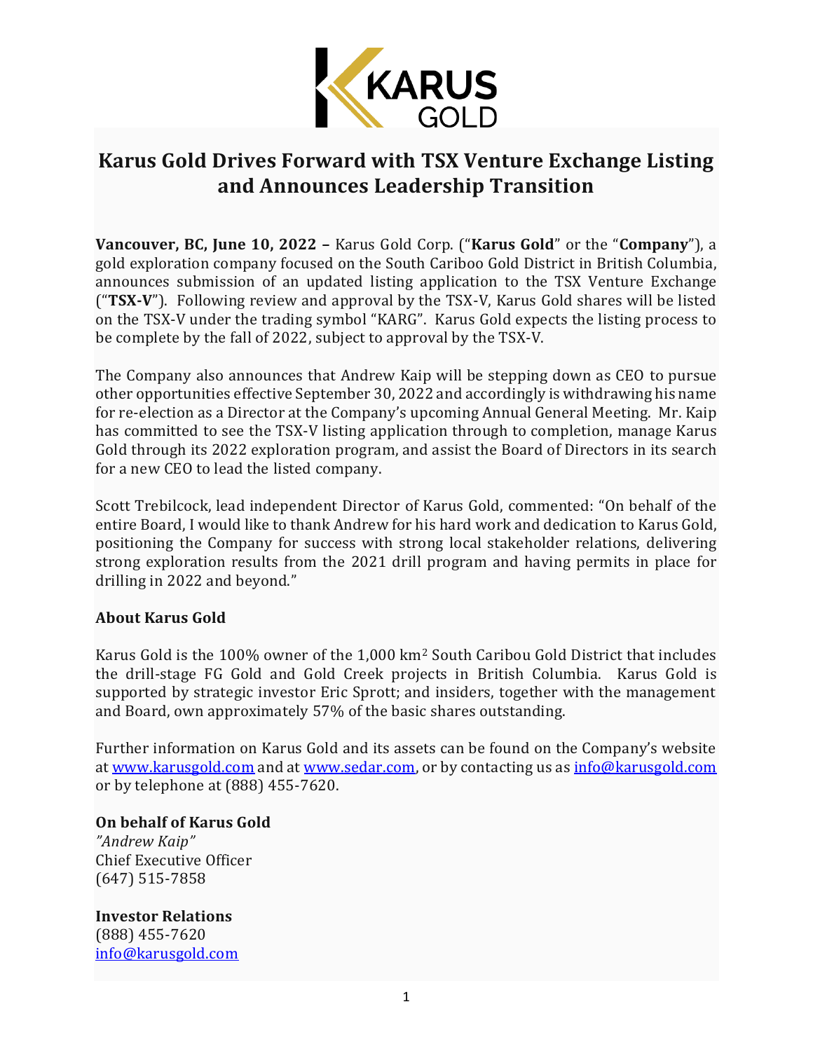# Karus Gold Drives Forward with TSX Venture Exchange Listing and Announces Leadership Transition

**Vancouver, BC, June 10, 2022 –** Karus Gold Corp. ("**Karus Gold**" or the "**Company**"), a gold exploration company focused on the South Cariboo Gold District in British Columbia, announces submission of an updated listing application to the TSX Venture Exchange ("**TSX-V**"). Following review and approval by the TSX-V, Karus Gold shares will be listed on the TSX-V under the trading symbol "KARG". Karus Gold expects the listing process to be complete by the fall of 2022, subject to approval by the TSX-V.

The Company also announces that Andrew Kaip will be stepping down as CEO to pursue other opportunities effective September 30, 2022 and accordingly is withdrawing his name for re-election as a Director at the Company's upcoming Annual General Meeting. Mr. Kaip has committed to see the TSX-V listing application through to completion, manage Karus Gold through its 2022 exploration program, and assist the Board of Directors in its search for a new CEO to lead the listed company.

Scott Trebilcock, lead independent Director of Karus Gold, commented: "On behalf of the entire Board, I would like to thank Andrew for his hard work and dedication to Karus Gold, positioning the Company for success with strong local stakeholder relations, delivering strong exploration results from the 2021 drill program and having permits in place for drilling in 2022 and beyond."

## About Karus Gold

Karus Gold is the 100% owner of the 1,000 $km^2$ South Caribou Gold District that includes the drill-stage FG Gold and Gold Creek projects in British Columbia. Karus Gold is supported by strategic investor Eric Sprott; and insiders, together with the management and Board, own approximately 57% of the basic shares outstanding.

Further information on Karus Gold and its assets can be found on the Company's website at www.karusgold.com and at www.sedar.com, or by contacting us as info@karusgold.com or by telephone at (888) 455-7620.

**On behalf of Karus Gold**
*"Andrew Kaip"*
Chief Executive Officer
(647) 515-7858

**Investor Relations**
(888) 455-7620
info@karusgold.com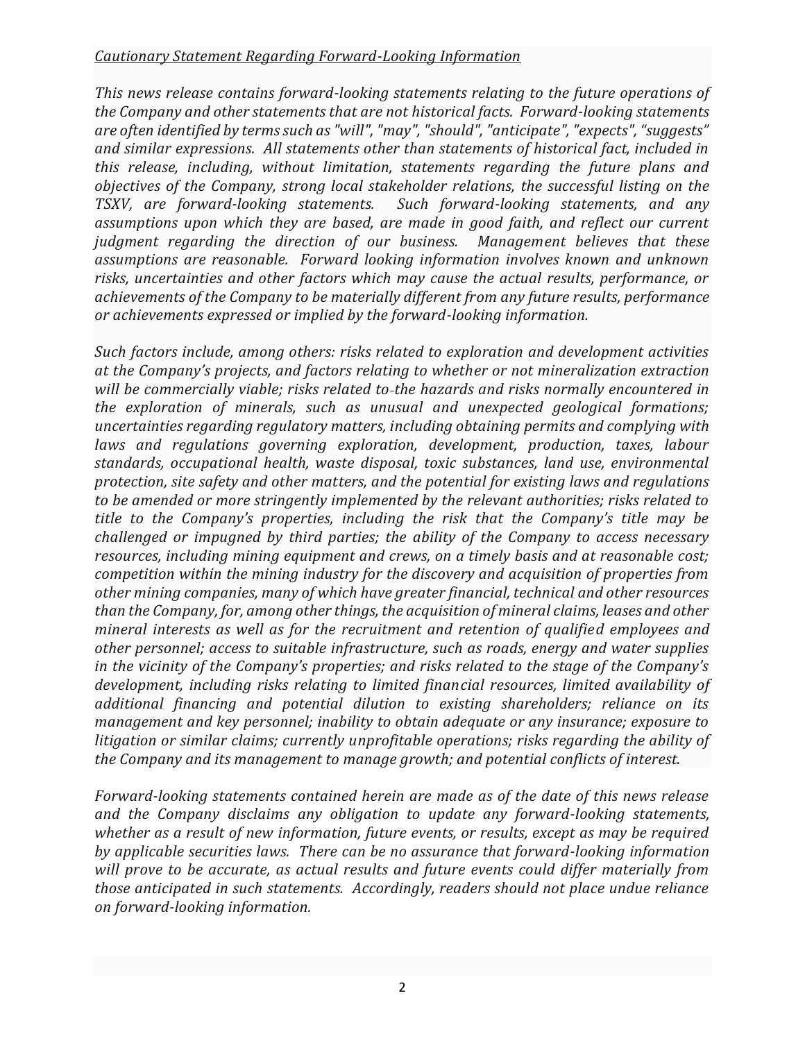*Cautionary Statement Regarding Forward-Looking Information*

*This news release contains forward-looking statements relating to the future operations of the Company and other statements that are not historical facts. Forward-looking statements are often identified by terms such as "will", "may", "should", "anticipate", "expects", "suggests" and similar expressions. All statements other than statements of historical fact, included in this release, including, without limitation, statements regarding the future plans and objectives of the Company, strong local stakeholder relations, the successful listing on the TSXV, are forward-looking statements. Such forward-looking statements, and any assumptions upon which they are based, are made in good faith, and reflect our current judgment regarding the direction of our business. Management believes that these assumptions are reasonable. Forward looking information involves known and unknown risks, uncertainties and other factors which may cause the actual results, performance, or achievements of the Company to be materially different from any future results, performance or achievements expressed or implied by the forward-looking information.*

*Such factors include, among others: risks related to exploration and development activities at the Company's projects, and factors relating to whether or not mineralization extraction will be commercially viable; risks related to the hazards and risks normally encountered in the exploration of minerals, such as unusual and unexpected geological formations; uncertainties regarding regulatory matters, including obtaining permits and complying with laws and regulations governing exploration, development, production, taxes, labour standards, occupational health, waste disposal, toxic substances, land use, environmental protection, site safety and other matters, and the potential for existing laws and regulations to be amended or more stringently implemented by the relevant authorities; risks related to title to the Company's properties, including the risk that the Company's title may be challenged or impugned by third parties; the ability of the Company to access necessary resources, including mining equipment and crews, on a timely basis and at reasonable cost; competition within the mining industry for the discovery and acquisition of properties from other mining companies, many of which have greater financial, technical and other resources than the Company, for, among other things, the acquisition of mineral claims, leases and other mineral interests as well as for the recruitment and retention of qualified employees and other personnel; access to suitable infrastructure, such as roads, energy and water supplies in the vicinity of the Company's properties; and risks related to the stage of the Company's development, including risks relating to limited financial resources, limited availability of additional financing and potential dilution to existing shareholders; reliance on its management and key personnel; inability to obtain adequate or any insurance; exposure to litigation or similar claims; currently unprofitable operations; risks regarding the ability of the Company and its management to manage growth; and potential conflicts of interest.*

*Forward-looking statements contained herein are made as of the date of this news release and the Company disclaims any obligation to update any forward-looking statements, whether as a result of new information, future events, or results, except as may be required by applicable securities laws. There can be no assurance that forward-looking information will prove to be accurate, as actual results and future events could differ materially from those anticipated in such statements. Accordingly, readers should not place undue reliance on forward-looking information.*